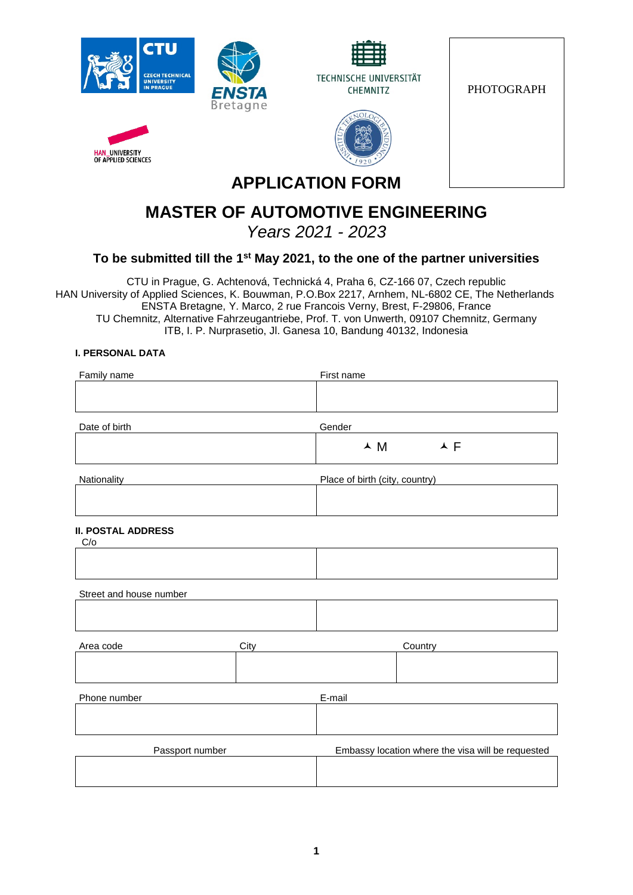TECHNISCHE UNIVERSITÄT CHEMNITZ

PHOTOGRAPH

# APPLICATION FORM

# MASTER OF AUTOMOTIVE ENGINEERING

*Years 2021 - 2023*

### To be submitted till the 1st May 2021, to the one of the partner universities

CTU in Prague, G. Achtenová, Technická 4, Praha 6, CZ-166 07, Czech republic
HAN University of Applied Sciences, K. Bouwman, P.O.Box 2217, Arnhem, NL-6802 CE, The Netherlands
ENSTA Bretagne, Y. Marco, 2 rue Francois Verny, Brest, F-29806, France
TU Chemnitz, Alternative Fahrzeugantriebe, Prof. T. von Unwerth, 09107 Chemnitz, Germany
ITB, I. P. Nurprasetio, Jl. Ganesa 10, Bandung 40132, Indonesia

**I. PERSONAL DATA**

| Family name | First name |
| --- | --- |
| | |

| Date of birth | Gender |
| --- | --- |
| | ⅄ M ⅄ F |

| Nationality | Place of birth (city, country) |
| --- | --- |
| | |

**II. POSTAL ADDRESS**

| C/o | |
| --- | --- |
| | |

| Street and house number | |
| --- | --- |
| | |

| Area code | City | Country |
| --- | --- | --- |
| | | |

| Phone number | E-mail |
| --- | --- |
| | |

| Passport number | Embassy location where the visa will be requested |
| --- | --- |
| | |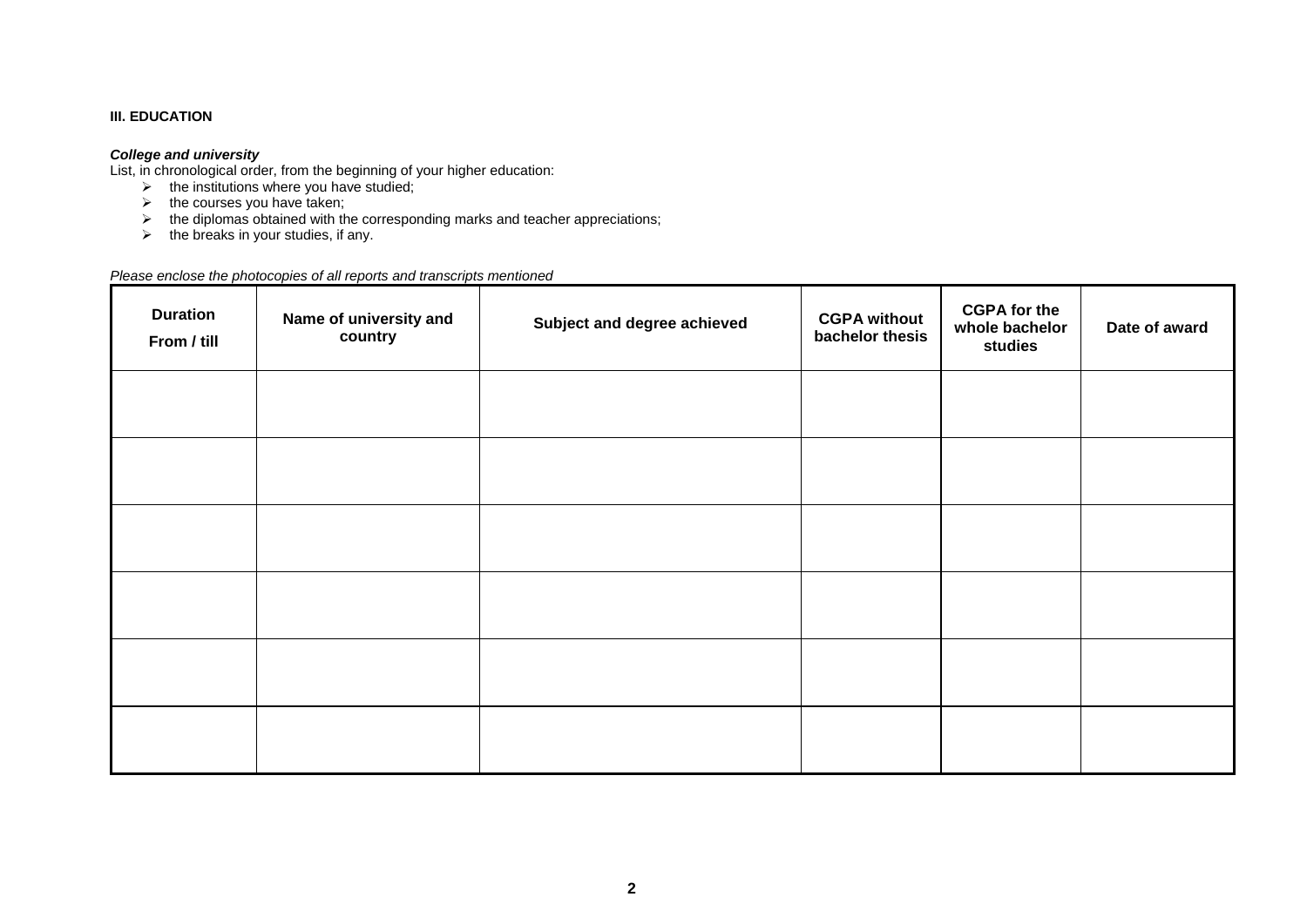## III. EDUCATION

***College and university***

List, in chronological order, from the beginning of your higher education:

- the institutions where you have studied;
- the courses you have taken;
- the diplomas obtained with the corresponding marks and teacher appreciations;
- the breaks in your studies, if any.

*Please enclose the photocopies of all reports and transcripts mentioned*

| Duration From / till | Name of university and country | Subject and degree achieved | CGPA without bachelor thesis | CGPA for the whole bachelor studies | Date of award |
|---|---|---|---|---|---|
| | | | | | |
| | | | | | |
| | | | | | |
| | | | | | |
| | | | | | |
| | | | | | |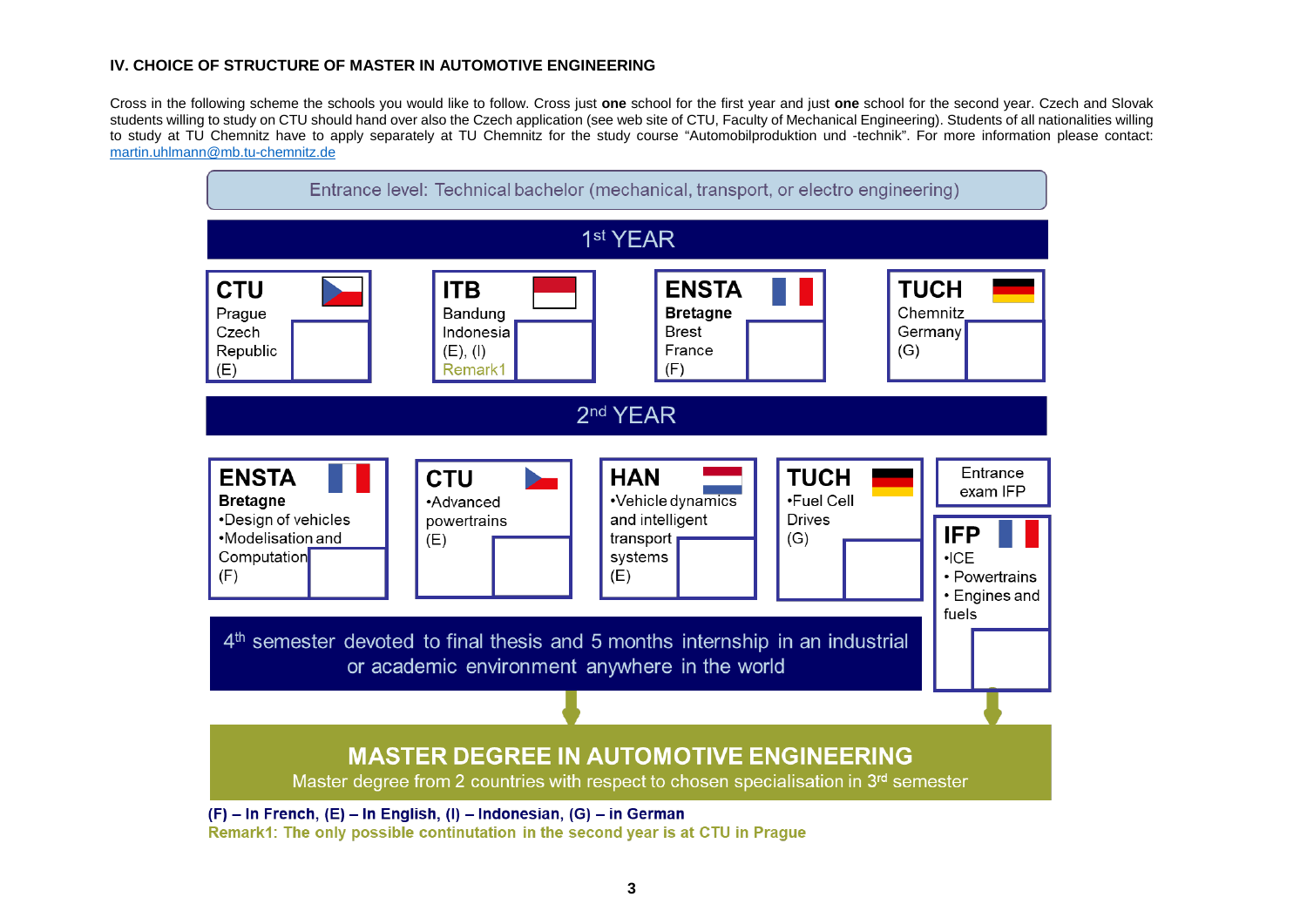### IV. CHOICE OF STRUCTURE OF MASTER IN AUTOMOTIVE ENGINEERING

Cross in the following scheme the schools you would like to follow. Cross just **one** school for the first year and just **one** school for the second year. Czech and Slovak students willing to study on CTU should hand over also the Czech application (see web site of CTU, Faculty of Mechanical Engineering). Students of all nationalities willing to study at TU Chemnitz have to apply separately at TU Chemnitz for the study course “Automobilproduktion und -technik”. For more information please contact: martin.uhlmann@mb.tu-chemnitz.de

Entrance level: Technical bachelor (mechanical, transport, or electro engineering)

**1st YEAR**

| CTU | ITB | ENSTA | TUCH |
|---|---|---|---|
| Prague Czech Republic (E) | Bandung Indonesia (E), (I) Remark1 | **Bretagne** Brest France (F) | Chemnitz Germany (G) |
| ☐ | ☐ | ☐ | ☐ |

**2nd YEAR**

| ENSTA | CTU | HAN | TUCH | IFP |
|---|---|---|---|---|
| **Bretagne** •Design of vehicles •Modelisation and Computation (F) | •Advanced powertrains (E) | •Vehicle dynamics and intelligent transport systems (E) | •Fuel Cell Drives (G) | Entrance exam IFP •ICE • Powertrains • Engines and fuels |
| ☐ | ☐ | ☐ | ☐ | ☐ |

4th semester devoted to final thesis and 5 months internship in an industrial or academic environment anywhere in the world

**MASTER DEGREE IN AUTOMOTIVE ENGINEERING**

Master degree from 2 countries with respect to chosen specialisation in 3rd semester

**(F) – In French, (E) – In English, (I) – Indonesian, (G) – in German**

**Remark1: The only possible continutation in the second year is at CTU in Prague**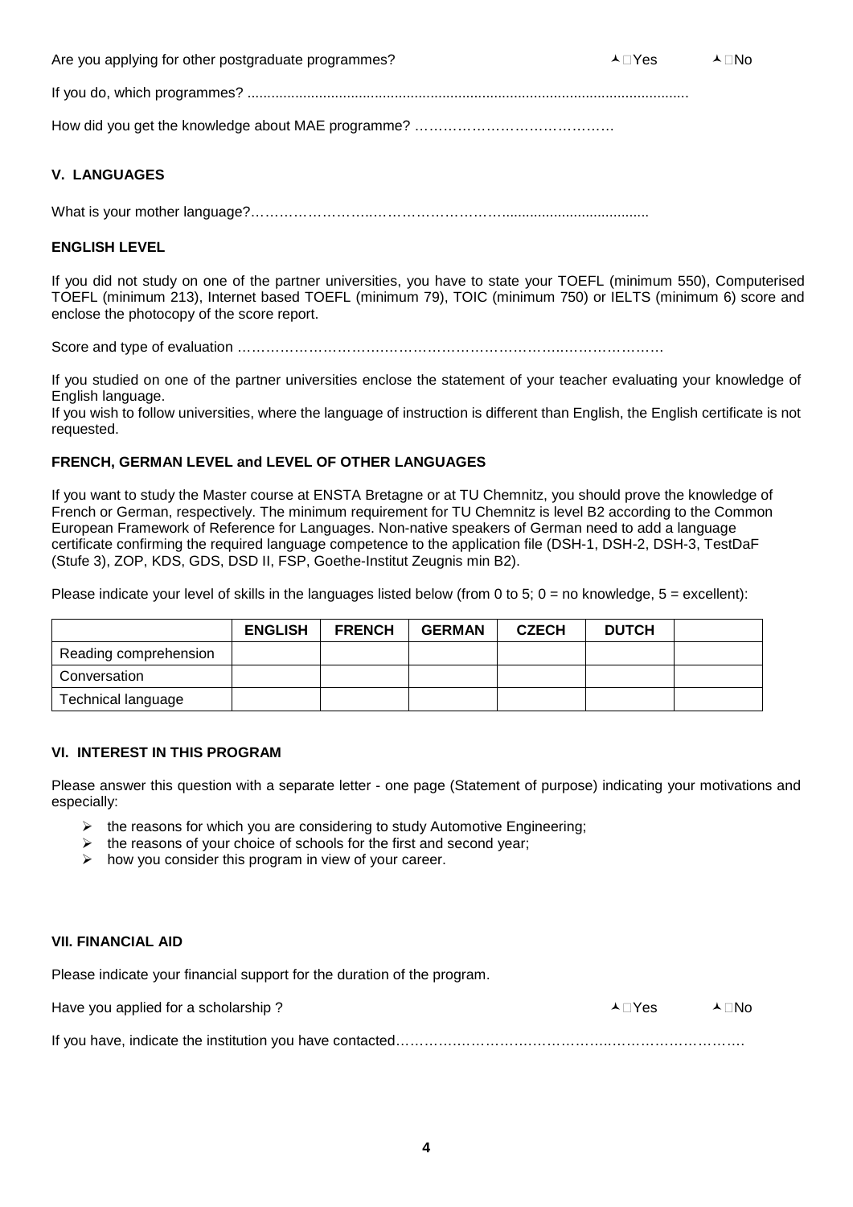Are you applying for other postgraduate programmes? ☐Yes ☐No

If you do, which programmes? ..............................................................................................................

How did you get the knowledge about MAE programme? ……………………………………

## V. LANGUAGES

What is your mother language?……………………..………………………....................................

### ENGLISH LEVEL

If you did not study on one of the partner universities, you have to state your TOEFL (minimum 550), Computerised TOEFL (minimum 213), Internet based TOEFL (minimum 79), TOIC (minimum 750) or IELTS (minimum 6) score and enclose the photocopy of the score report.

Score and type of evaluation ……………………….……………………………..………………

If you studied on one of the partner universities enclose the statement of your teacher evaluating your knowledge of English language.
If you wish to follow universities, where the language of instruction is different than English, the English certificate is not requested.

### FRENCH, GERMAN LEVEL and LEVEL OF OTHER LANGUAGES

If you want to study the Master course at ENSTA Bretagne or at TU Chemnitz, you should prove the knowledge of French or German, respectively. The minimum requirement for TU Chemnitz is level B2 according to the Common European Framework of Reference for Languages. Non-native speakers of German need to add a language certificate confirming the required language competence to the application file (DSH-1, DSH-2, DSH-3, TestDaF (Stufe 3), ZOP, KDS, GDS, DSD II, FSP, Goethe-Institut Zeugnis min B2).

Please indicate your level of skills in the languages listed below (from 0 to 5; 0 = no knowledge, 5 = excellent):

| | ENGLISH | FRENCH | GERMAN | CZECH | DUTCH | |
|---|---|---|---|---|---|---|
| Reading comprehension | | | | | | |
| Conversation | | | | | | |
| Technical language | | | | | | |

## VI. INTEREST IN THIS PROGRAM

Please answer this question with a separate letter - one page (Statement of purpose) indicating your motivations and especially:

- the reasons for which you are considering to study Automotive Engineering;
- the reasons of your choice of schools for the first and second year;
- how you consider this program in view of your career.

## VII. FINANCIAL AID

Please indicate your financial support for the duration of the program.

Have you applied for a scholarship ? ☐Yes ☐No

If you have, indicate the institution you have contacted…………………………………………………………………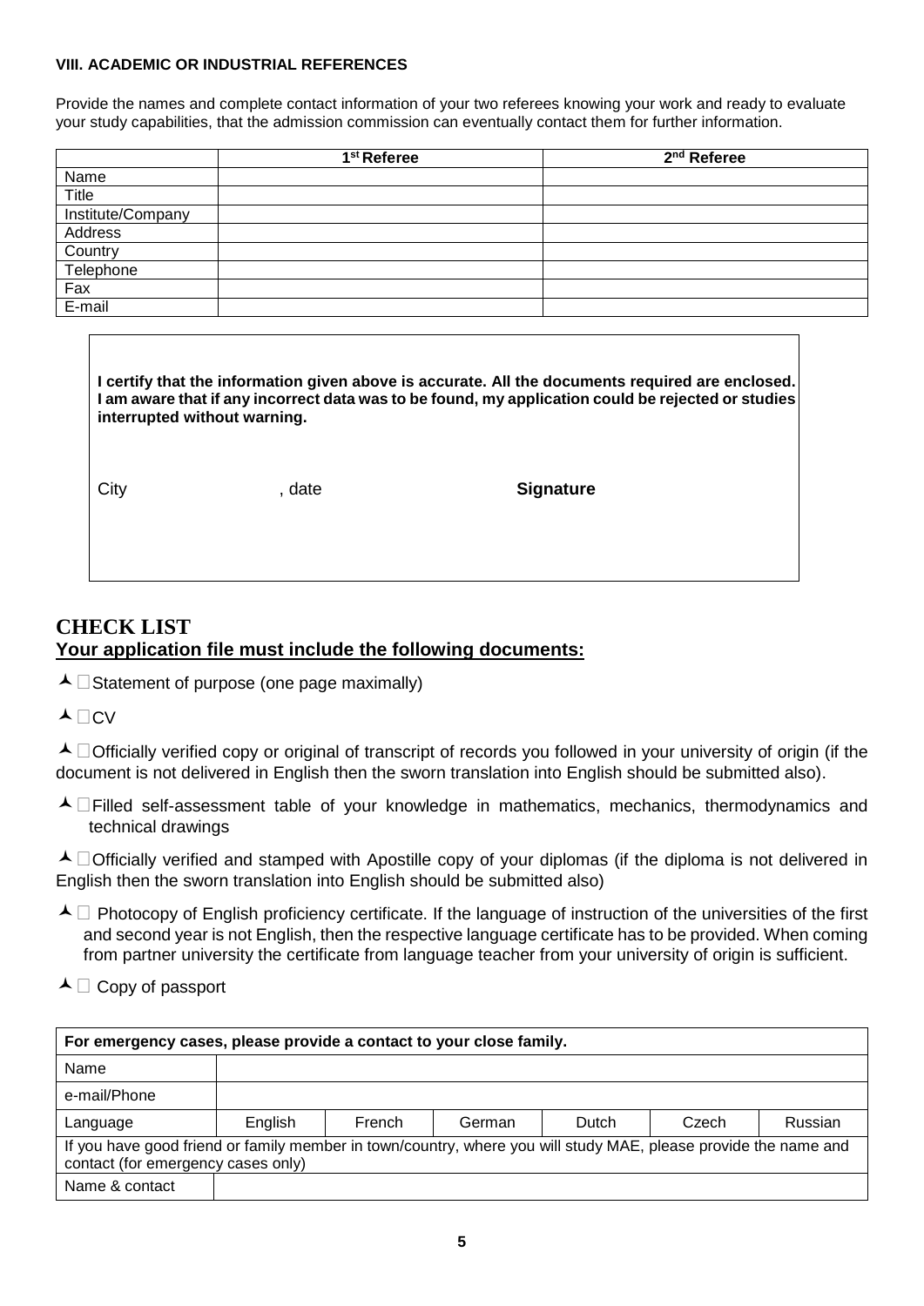#### VIII. ACADEMIC OR INDUSTRIAL REFERENCES

Provide the names and complete contact information of your two referees knowing your work and ready to evaluate your study capabilities, that the admission commission can eventually contact them for further information.

| | 1st Referee | 2nd Referee |
|---|---|---|
| Name | | |
| Title | | |
| Institute/Company | | |
| Address | | |
| Country | | |
| Telephone | | |
| Fax | | |
| E-mail | | |

**I certify that the information given above is accurate. All the documents required are enclosed. I am aware that if any incorrect data was to be found, my application could be rejected or studies interrupted without warning.**

City , date **Signature**

## CHECK LIST

**Your application file must include the following documents:**

- ☐ Statement of purpose (one page maximally)
- ☐ CV
- ☐ Officially verified copy or original of transcript of records you followed in your university of origin (if the document is not delivered in English then the sworn translation into English should be submitted also).
- ☐ Filled self-assessment table of your knowledge in mathematics, mechanics, thermodynamics and technical drawings
- ☐ Officially verified and stamped with Apostille copy of your diplomas (if the diploma is not delivered in English then the sworn translation into English should be submitted also)
- ☐ Photocopy of English proficiency certificate. If the language of instruction of the universities of the first and second year is not English, then the respective language certificate has to be provided. When coming from partner university the certificate from language teacher from your university of origin is sufficient.
- ☐ Copy of passport

| For emergency cases, please provide a contact to your close family. | | | | | | |
|---|---|---|---|---|---|---|
| Name | | | | | | |
| e-mail/Phone | | | | | | |
| Language | English | French | German | Dutch | Czech | Russian |
| If you have good friend or family member in town/country, where you will study MAE, please provide the name and contact (for emergency cases only) | | | | | | |
| Name & contact | | | | | | |